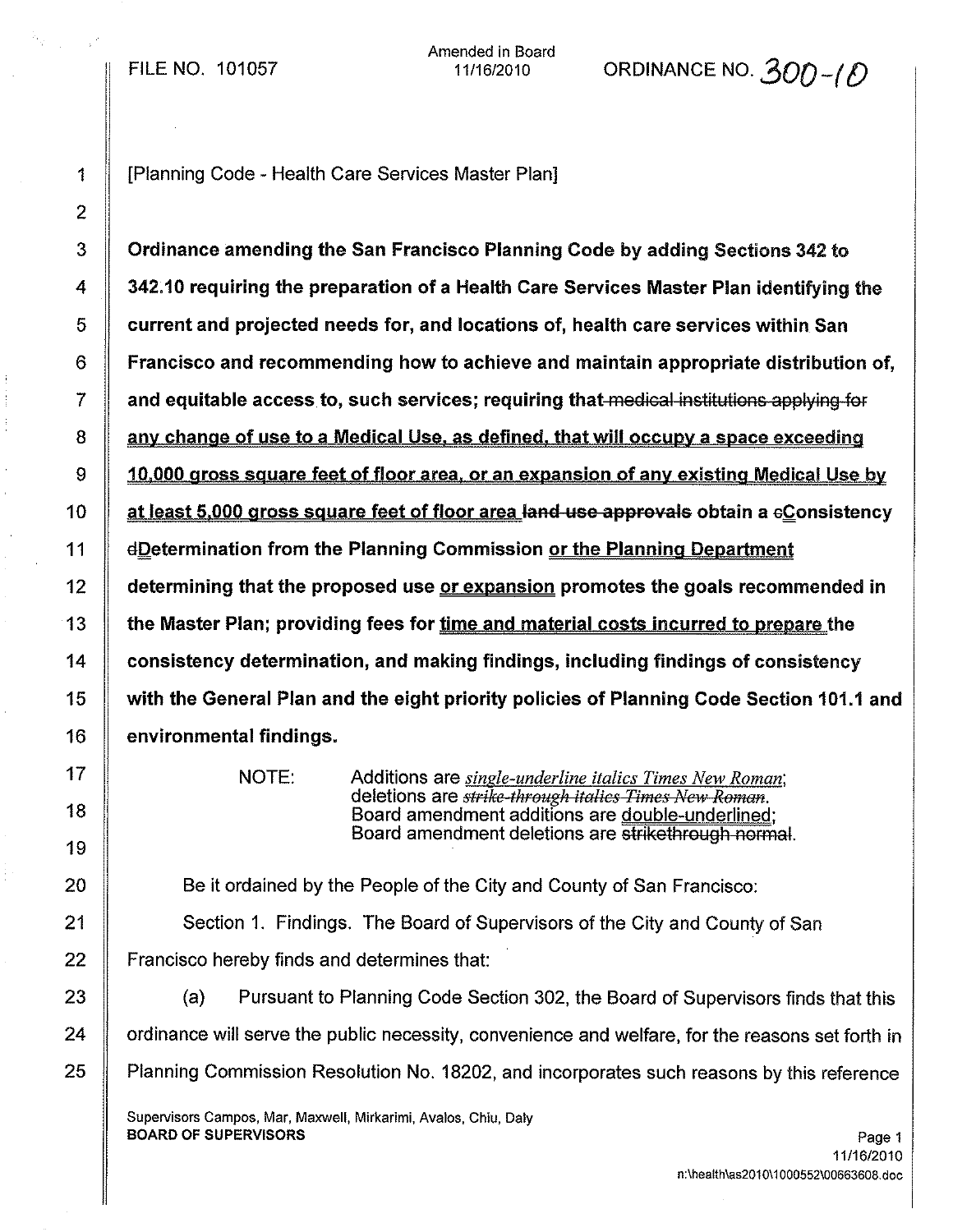FILE NO. 101057

Amended in Board 11/16/2010

ORDINANCE NO. 300-10

[Planning Code - Health Care Services Master Plan]

**Ordinance amending the San Francisco Planning Code by adding Sections 342 to 342.10 requiring the preparation of a Health Care Services Master Plan identifying the current and projected needs for, and locations of, health care services within San Francisco and recommending how to achieve and maintain appropriate distribution of, and equitable access to, such services; requiring that ~~medical institutions applying for~~ any change of use to a Medical Use, as defined, that will occupy a space exceeding 10,000 gross square feet of floor area, or an expansion of any existing Medical Use by at least 5,000 gross square feet of floor area ~~land use approvals~~ obtain a ~~c~~Consistency ~~d~~Determination from the Planning Commission or the Planning Department determining that the proposed use or expansion promotes the goals recommended in the Master Plan; providing fees for time and material costs incurred to prepare the consistency determination, and making findings, including findings of consistency with the General Plan and the eight priority policies of Planning Code Section 101.1 and environmental findings.**

NOTE: Additions are *single-underline italics Times New Roman*; deletions are ~~*strike-through italics Times New Roman*~~. Board amendment additions are double-underlined; Board amendment deletions are ~~strikethrough normal~~.

Be it ordained by the People of the City and County of San Francisco:

Section 1. Findings. The Board of Supervisors of the City and County of San Francisco hereby finds and determines that:

(a) Pursuant to Planning Code Section 302, the Board of Supervisors finds that this ordinance will serve the public necessity, convenience and welfare, for the reasons set forth in Planning Commission Resolution No. 18202, and incorporates such reasons by this reference

Supervisors Campos, Mar, Maxwell, Mirkarimi, Avalos, Chiu, Daly
BOARD OF SUPERVISORS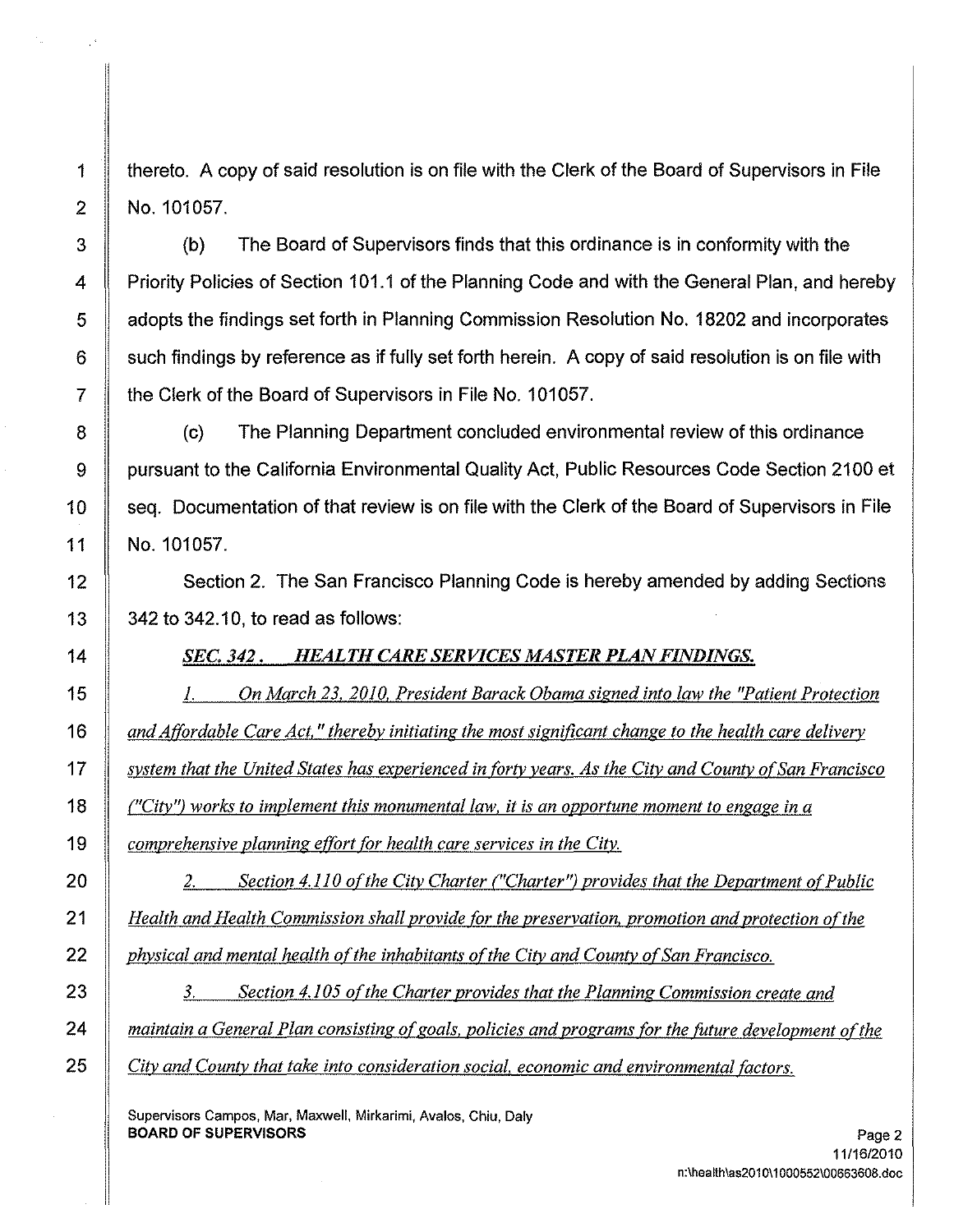thereto. A copy of said resolution is on file with the Clerk of the Board of Supervisors in File No. 101057.

(b) The Board of Supervisors finds that this ordinance is in conformity with the Priority Policies of Section 101.1 of the Planning Code and with the General Plan, and hereby adopts the findings set forth in Planning Commission Resolution No. 18202 and incorporates such findings by reference as if fully set forth herein. A copy of said resolution is on file with the Clerk of the Board of Supervisors in File No. 101057.

(c) The Planning Department concluded environmental review of this ordinance pursuant to the California Environmental Quality Act, Public Resources Code Section 2100 et seq. Documentation of that review is on file with the Clerk of the Board of Supervisors in File No. 101057.

Section 2. The San Francisco Planning Code is hereby amended by adding Sections 342 to 342.10, to read as follows:

***SEC. 342. HEALTH CARE SERVICES MASTER PLAN FINDINGS.***

*1. On March 23, 2010, President Barack Obama signed into law the "Patient Protection and Affordable Care Act," thereby initiating the most significant change to the health care delivery system that the United States has experienced in forty years. As the City and County of San Francisco ("City") works to implement this monumental law, it is an opportune moment to engage in a comprehensive planning effort for health care services in the City.*

*2. Section 4.110 of the City Charter ("Charter") provides that the Department of Public Health and Health Commission shall provide for the preservation, promotion and protection of the physical and mental health of the inhabitants of the City and County of San Francisco.*

*3. Section 4.105 of the Charter provides that the Planning Commission create and maintain a General Plan consisting of goals, policies and programs for the future development of the City and County that take into consideration social, economic and environmental factors.*

Supervisors Campos, Mar, Maxwell, Mirkarimi, Avalos, Chiu, Daly
**BOARD OF SUPERVISORS**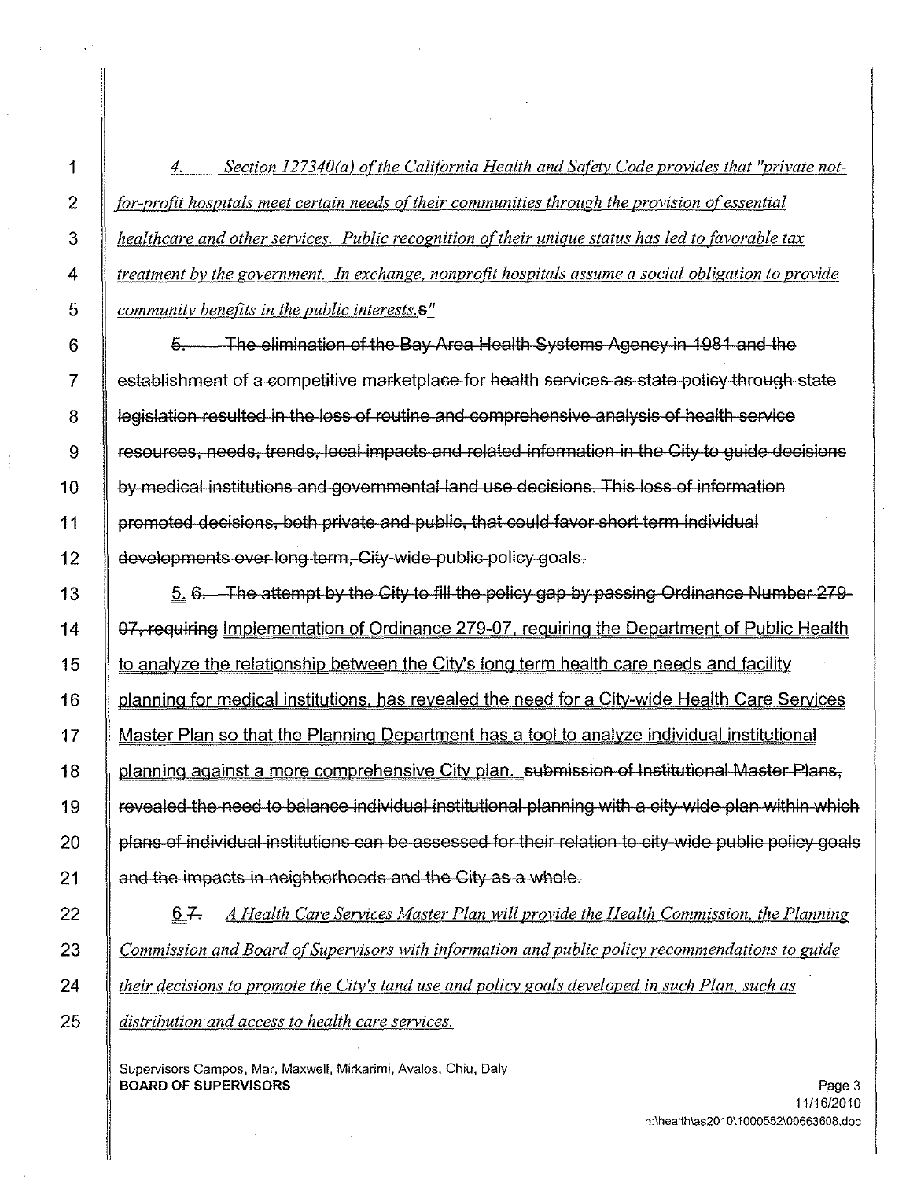4. *Section 127340(a) of the California Health and Safety Code provides that "private not-for-profit hospitals meet certain needs of their communities through the provision of essential healthcare and other services. Public recognition of their unique status has led to favorable tax treatment by the government. In exchange, nonprofit hospitals assume a social obligation to provide community benefits in the public interests.*s*"*

~~5. The elimination of the Bay Area Health Systems Agency in 1981 and the establishment of a competitive marketplace for health services as state policy through state legislation resulted in the loss of routine and comprehensive analysis of health service resources, needs, trends, local impacts and related information in the City to guide decisions by medical institutions and governmental land use decisions. This loss of information promoted decisions, both private and public, that could favor short term individual developments over long term, City-wide public policy goals.~~

5. ~~6. The attempt by the City to fill the policy gap by passing Ordinance Number 279-07, requiring~~ Implementation of Ordinance 279-07, requiring the Department of Public Health to analyze the relationship between the City's long term health care needs and facility planning for medical institutions, has revealed the need for a City-wide Health Care Services Master Plan so that the Planning Department has a tool to analyze individual institutional planning against a more comprehensive City plan. ~~submission of Institutional Master Plans, revealed the need to balance individual institutional planning with a city-wide plan within which plans of individual institutions can be assessed for their relation to city-wide public policy goals and the impacts in neighborhoods and the City as a whole.~~

6 ~~7.~~ *A Health Care Services Master Plan will provide the Health Commission, the Planning Commission and Board of Supervisors with information and public policy recommendations to guide their decisions to promote the City's land use and policy goals developed in such Plan, such as distribution and access to health care services.*

Supervisors Campos, Mar, Maxwell, Mirkarimi, Avalos, Chiu, Daly
**BOARD OF SUPERVISORS**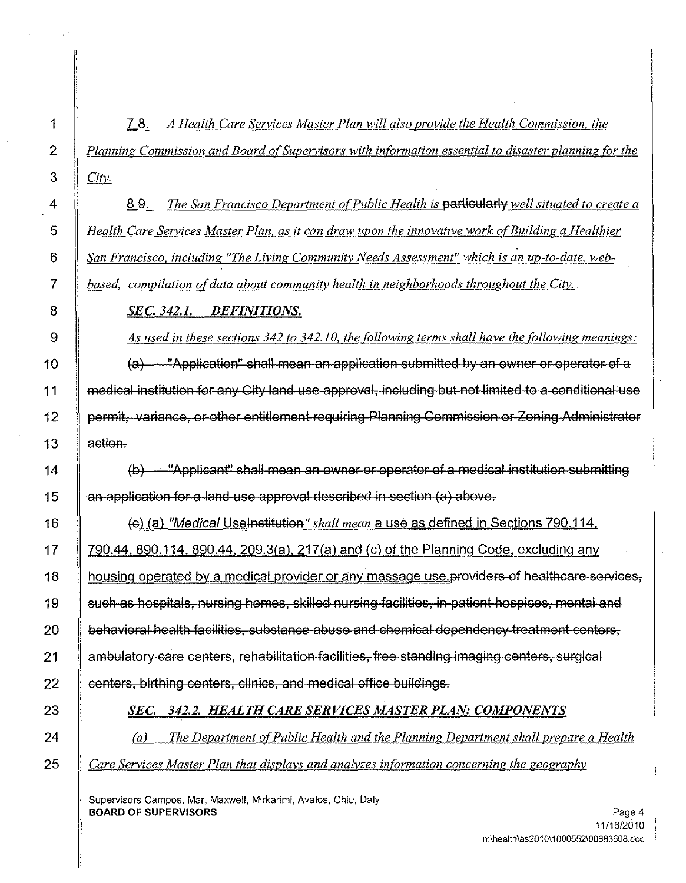7 ~~8~~. *A Health Care Services Master Plan will also provide the Health Commission, the Planning Commission and Board of Supervisors with information essential to disaster planning for the City.*

8 ~~9~~. *The San Francisco Department of Public Health is* ~~particularly~~ *well situated to create a Health Care Services Master Plan, as it can draw upon the innovative work of Building a Healthier San Francisco, including "The Living Community Needs Assessment" which is an up-to-date, web-based, compilation of data about community health in neighborhoods throughout the City.*

***SEC. 342.1. DEFINITIONS.***

*As used in these sections 342 to 342.10, the following terms shall have the following meanings:*

~~(a) "Application" shall mean an application submitted by an owner or operator of a medical institution for any City land use approval, including but not limited to a conditional use permit, variance, or other entitlement requiring Planning Commission or Zoning Administrator action.~~

~~(b) "Applicant" shall mean an owner or operator of a medical institution submitting an application for a land use approval described in section (a) above.~~

~~(c)~~ (a) *"Medical* Use~~Institution~~*" shall mean* a use as defined in Sections 790.114, 790.44, 890.114, 890.44, 209.3(a), 217(a) and (c) of the Planning Code, excluding any housing operated by a medical provider or any massage use.~~providers of healthcare services, such as hospitals, nursing homes, skilled nursing facilities, in-patient hospices, mental and behavioral health facilities, substance abuse and chemical dependency treatment centers, ambulatory care centers, rehabilitation facilities, free standing imaging centers, surgical centers, birthing centers, clinics, and medical office buildings.~~

***SEC. 342.2. HEALTH CARE SERVICES MASTER PLAN: COMPONENTS***

*(a) The Department of Public Health and the Planning Department shall prepare a Health Care Services Master Plan that displays and analyzes information concerning the geography*

Supervisors Campos, Mar, Maxwell, Mirkarimi, Avalos, Chiu, Daly
**BOARD OF SUPERVISORS**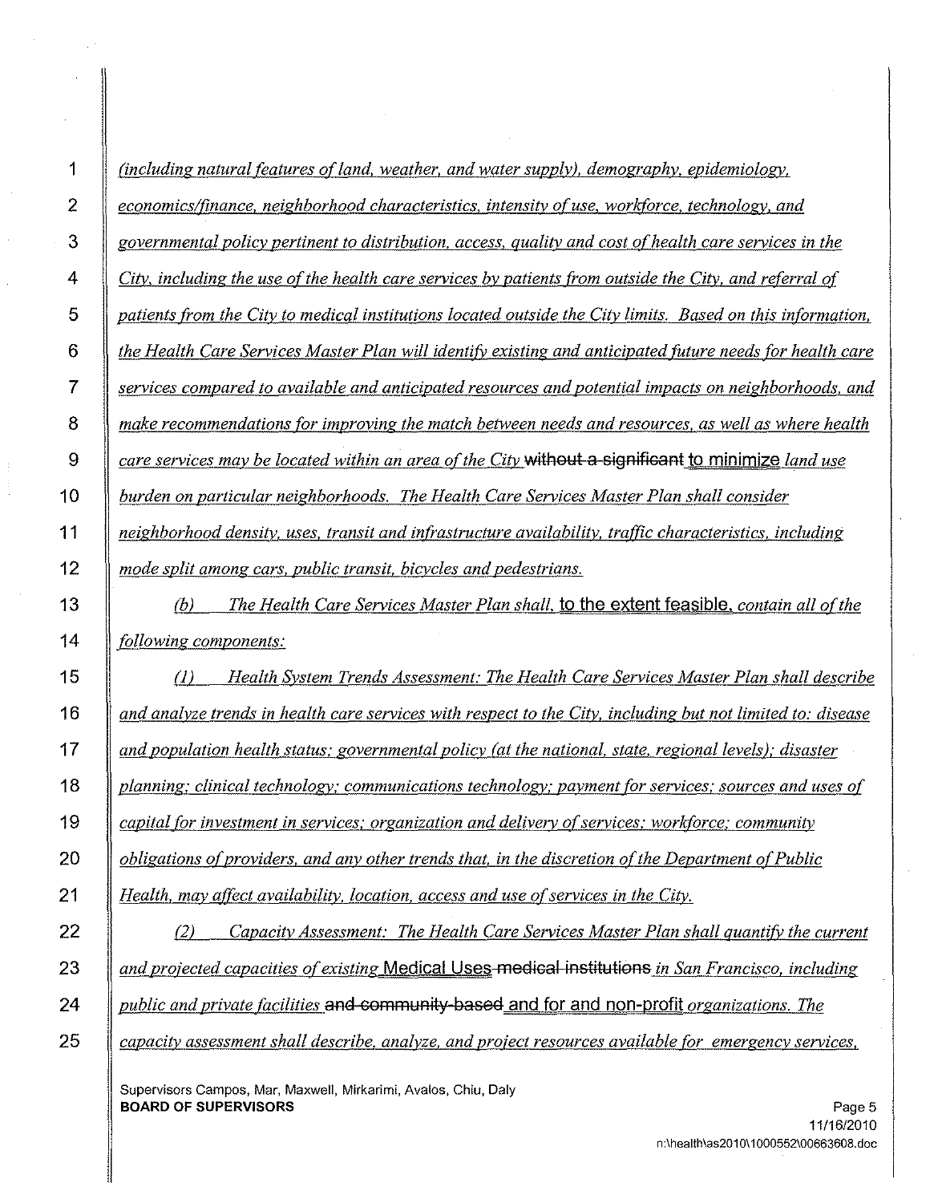*(including natural features of land, weather, and water supply), demography, epidemiology, economics/finance, neighborhood characteristics, intensity of use, workforce, technology, and governmental policy pertinent to distribution, access, quality and cost of health care services in the City, including the use of the health care services by patients from outside the City, and referral of patients from the City to medical institutions located outside the City limits. Based on this information, the Health Care Services Master Plan will identify existing and anticipated future needs for health care services compared to available and anticipated resources and potential impacts on neighborhoods, and make recommendations for improving the match between needs and resources, as well as where health care services may be located within an area of the City* ~~without a significant~~ to minimize *land use burden on particular neighborhoods. The Health Care Services Master Plan shall consider neighborhood density, uses, transit and infrastructure availability, traffic characteristics, including mode split among cars, public transit, bicycles and pedestrians.*

*(b) The Health Care Services Master Plan shall,* to the extent feasible, *contain all of the following components:*

*(1) Health System Trends Assessment: The Health Care Services Master Plan shall describe and analyze trends in health care services with respect to the City, including but not limited to: disease and population health status; governmental policy (at the national, state, regional levels); disaster planning; clinical technology; communications technology; payment for services; sources and uses of capital for investment in services; organization and delivery of services; workforce; community obligations of providers, and any other trends that, in the discretion of the Department of Public Health, may affect availability, location, access and use of services in the City.*

*(2) Capacity Assessment: The Health Care Services Master Plan shall quantify the current and projected capacities of existing* Medical Uses ~~medical institutions~~ *in San Francisco, including public and private facilities* ~~and community-based~~ and for and non-profit *organizations. The capacity assessment shall describe, analyze, and project resources available for emergency services,*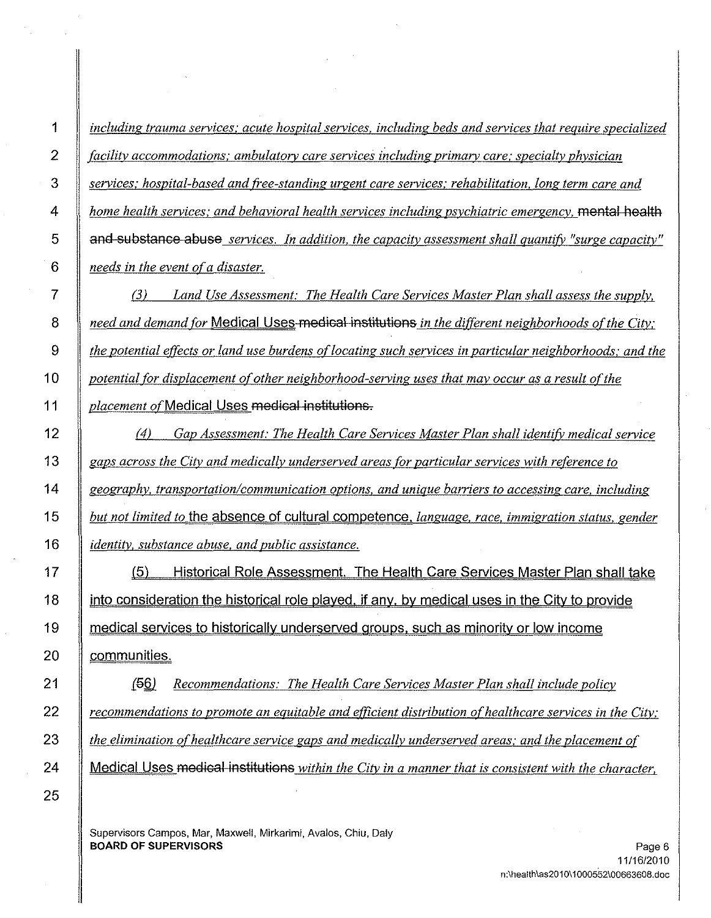*including trauma services; acute hospital services, including beds and services that require specialized facility accommodations; ambulatory care services including primary care; specialty physician services; hospital-based and free-standing urgent care services; rehabilitation, long term care and home health services; and behavioral health services including psychiatric emergency,* ~~mental health and substance abuse~~ *services. In addition, the capacity assessment shall quantify "surge capacity" needs in the event of a disaster.*

*(3) Land Use Assessment: The Health Care Services Master Plan shall assess the supply, need and demand for* Medical Uses ~~medical institutions~~ *in the different neighborhoods of the City; the potential effects or land use burdens of locating such services in particular neighborhoods; and the potential for displacement of other neighborhood-serving uses that may occur as a result of the placement of* Medical Uses ~~medical institutions.~~

*(4) Gap Assessment: The Health Care Services Master Plan shall identify medical service gaps across the City and medically underserved areas for particular services with reference to geography, transportation/communication options, and unique barriers to accessing care, including but not limited to* the absence of cultural competence, *language, race, immigration status, gender identity, substance abuse, and public assistance.*

(5) Historical Role Assessment. The Health Care Services Master Plan shall take into consideration the historical role played, if any, by medical uses in the City to provide medical services to historically underserved groups, such as minority or low income communities.

*(~~5~~6) Recommendations: The Health Care Services Master Plan shall include policy recommendations to promote an equitable and efficient distribution of healthcare services in the City; the elimination of healthcare service gaps and medically underserved areas; and the placement of* Medical Uses ~~medical institutions~~ *within the City in a manner that is consistent with the character,*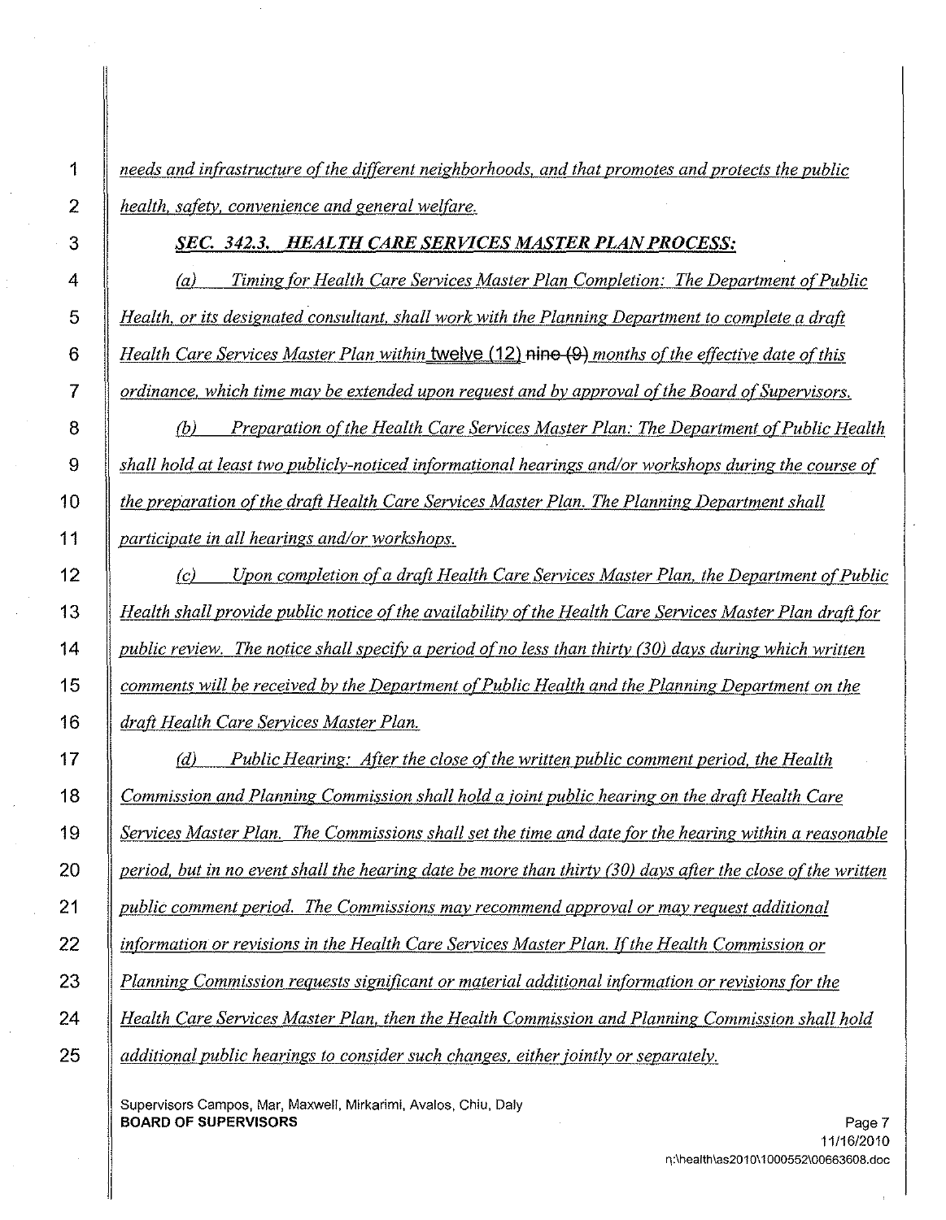*needs and infrastructure of the different neighborhoods, and that promotes and protects the public health, safety, convenience and general welfare.*

***SEC. 342.3. HEALTH CARE SERVICES MASTER PLAN PROCESS:***

*(a) Timing for Health Care Services Master Plan Completion: The Department of Public Health, or its designated consultant, shall work with the Planning Department to complete a draft Health Care Services Master Plan within* twelve (12) ~~nine (9)~~ *months of the effective date of this ordinance, which time may be extended upon request and by approval of the Board of Supervisors.*

*(b) Preparation of the Health Care Services Master Plan: The Department of Public Health shall hold at least two publicly-noticed informational hearings and/or workshops during the course of the preparation of the draft Health Care Services Master Plan. The Planning Department shall participate in all hearings and/or workshops.*

*(c) Upon completion of a draft Health Care Services Master Plan, the Department of Public Health shall provide public notice of the availability of the Health Care Services Master Plan draft for public review. The notice shall specify a period of no less than thirty (30) days during which written comments will be received by the Department of Public Health and the Planning Department on the draft Health Care Services Master Plan.*

*(d) Public Hearing: After the close of the written public comment period, the Health Commission and Planning Commission shall hold a joint public hearing on the draft Health Care Services Master Plan. The Commissions shall set the time and date for the hearing within a reasonable period, but in no event shall the hearing date be more than thirty (30) days after the close of the written public comment period. The Commissions may recommend approval or may request additional information or revisions in the Health Care Services Master Plan. If the Health Commission or Planning Commission requests significant or material additional information or revisions for the Health Care Services Master Plan, then the Health Commission and Planning Commission shall hold additional public hearings to consider such changes, either jointly or separately.*

Supervisors Campos, Mar, Maxwell, Mirkarimi, Avalos, Chiu, Daly
**BOARD OF SUPERVISORS**

11/16/2010
n:\health\as2010\1000552\00663608.doc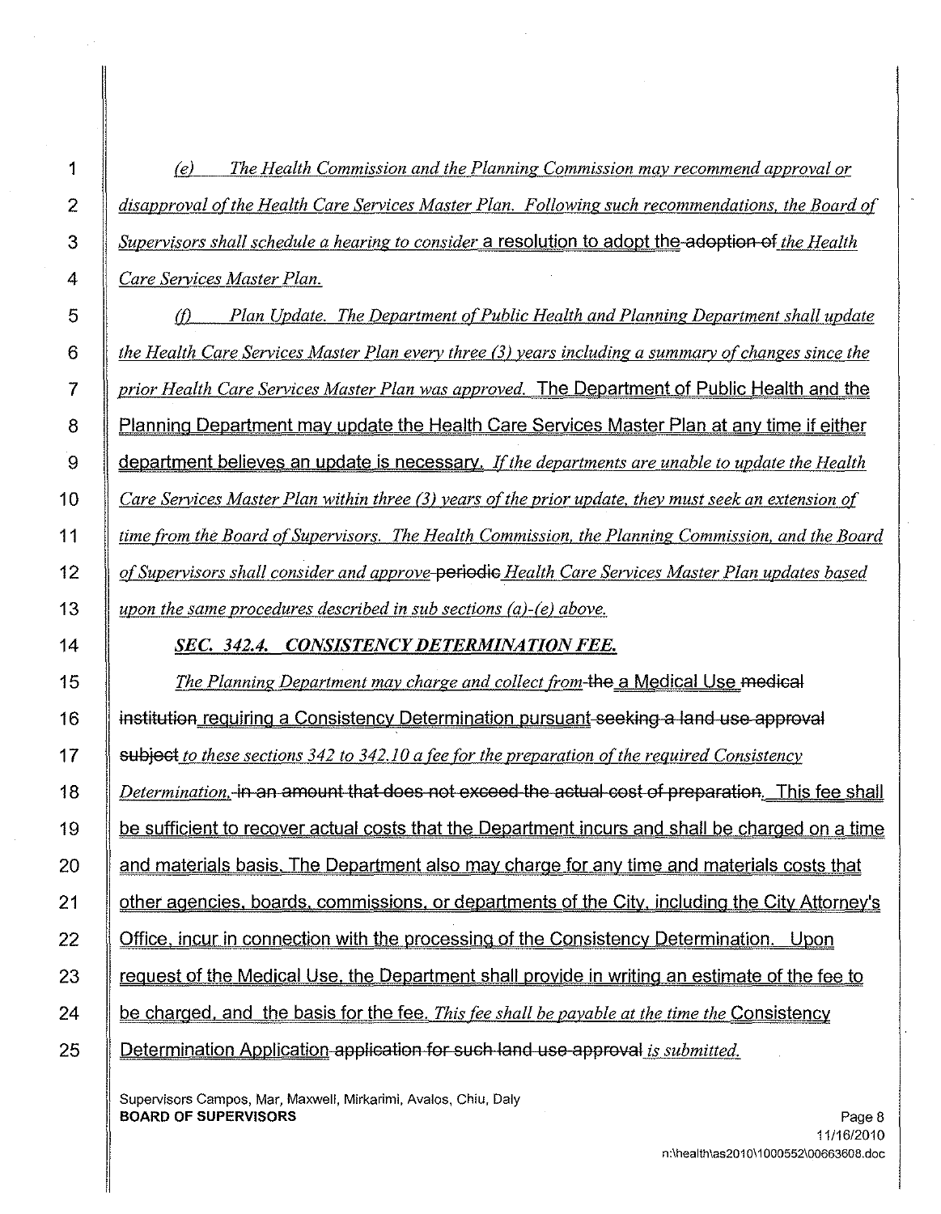*(e) The Health Commission and the Planning Commission may recommend approval or disapproval of the Health Care Services Master Plan. Following such recommendations, the Board of Supervisors shall schedule a hearing to consider* a resolution to adopt the ~~adoption of~~ *the Health Care Services Master Plan.*

*(f) Plan Update. The Department of Public Health and Planning Department shall update the Health Care Services Master Plan every three (3) years including a summary of changes since the prior Health Care Services Master Plan was approved.* The Department of Public Health and the Planning Department may update the Health Care Services Master Plan at any time if either department believes an update is necessary. *If the departments are unable to update the Health Care Services Master Plan within three (3) years of the prior update, they must seek an extension of time from the Board of Supervisors. The Health Commission, the Planning Commission, and the Board of Supervisors shall consider and approve* ~~periodic~~ *Health Care Services Master Plan updates based upon the same procedures described in sub sections (a)-(e) above.*

***SEC. 342.4. CONSISTENCY DETERMINATION FEE.***

*The Planning Department may charge and collect from* ~~the~~ a Medical Use ~~medical institution~~ requiring a Consistency Determination pursuant ~~seeking a land use approval subject~~ *to these sections 342 to 342.10 a fee for the preparation of the required Consistency Determination,* ~~in an amount that does not exceed the actual cost of preparation.~~ This fee shall be sufficient to recover actual costs that the Department incurs and shall be charged on a time and materials basis. The Department also may charge for any time and materials costs that other agencies, boards, commissions, or departments of the City, including the City Attorney's Office, incur in connection with the processing of the Consistency Determination. Upon request of the Medical Use, the Department shall provide in writing an estimate of the fee to be charged, and the basis for the fee. *This fee shall be payable at the time the* Consistency Determination Application ~~application for such land use approval~~ *is submitted.*

Supervisors Campos, Mar, Maxwell, Mirkarimi, Avalos, Chiu, Daly
**BOARD OF SUPERVISORS**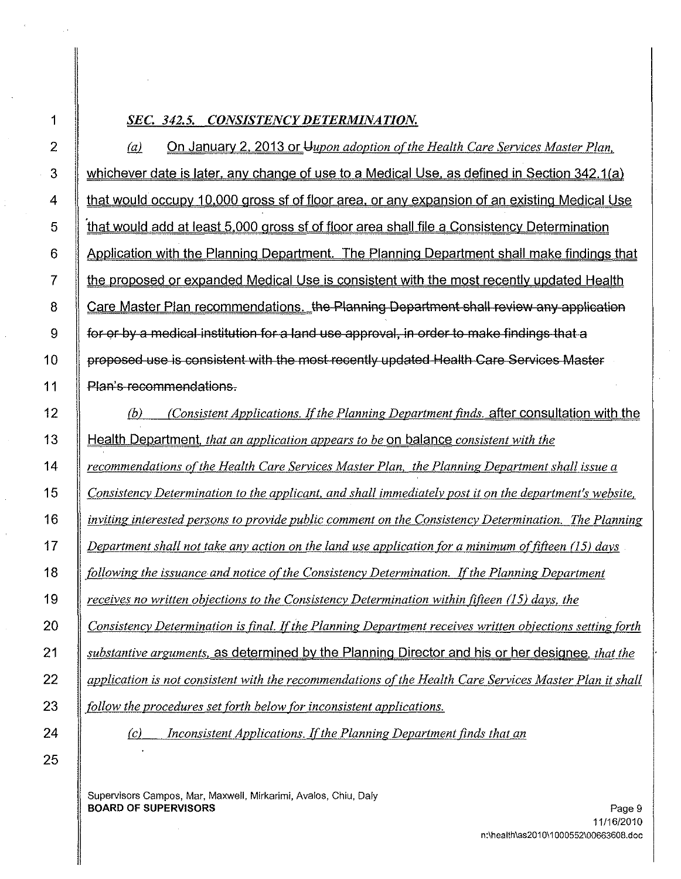***SEC. 342.5. CONSISTENCY DETERMINATION.***

*(a)* On January 2, 2013 or U*upon adoption of the Health Care Services Master Plan,* whichever date is later, any change of use to a Medical Use, as defined in Section 342.1(a) that would occupy 10,000 gross sf of floor area, or any expansion of an existing Medical Use that would add at least 5,000 gross sf of floor area shall file a Consistency Determination Application with the Planning Department. The Planning Department shall make findings that the proposed or expanded Medical Use is consistent with the most recently updated Health Care Master Plan recommendations. ~~the Planning Department shall review any application for or by a medical institution for a land use approval, in order to make findings that a proposed use is consistent with the most recently updated Health Care Services Master Plan's recommendations.~~

*(b) (Consistent Applications. If the Planning Department finds,* after consultation with the Health Department, *that an application appears to be* on balance *consistent with the recommendations of the Health Care Services Master Plan, the Planning Department shall issue a Consistency Determination to the applicant, and shall immediately post it on the department's website, inviting interested persons to provide public comment on the Consistency Determination. The Planning Department shall not take any action on the land use application for a minimum of fifteen (15) days following the issuance and notice of the Consistency Determination. If the Planning Department receives no written objections to the Consistency Determination within fifteen (15) days, the Consistency Determination is final. If the Planning Department receives written objections setting forth substantive arguments,* as determined by the Planning Director and his or her designee, *that the application is not consistent with the recommendations of the Health Care Services Master Plan it shall follow the procedures set forth below for inconsistent applications.*

*(c) Inconsistent Applications. If the Planning Department finds that an*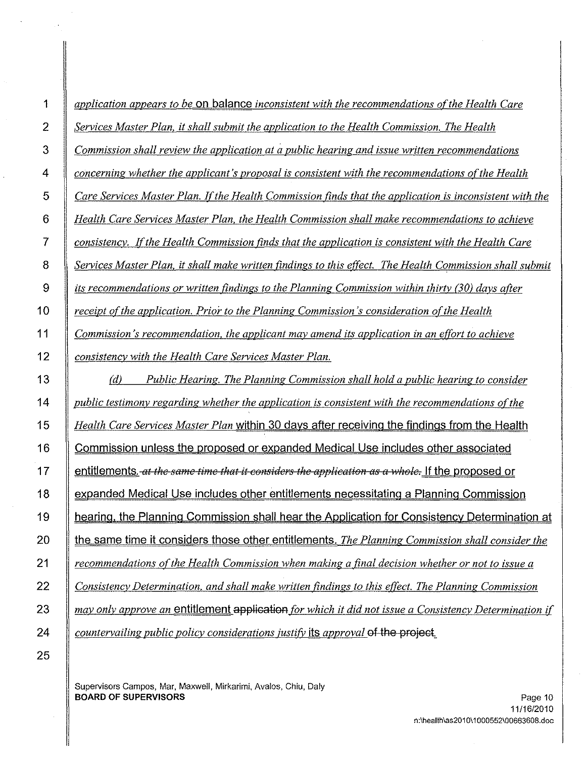*application appears to be* on balance *inconsistent with the recommendations of the Health Care Services Master Plan, it shall submit the application to the Health Commission. The Health Commission shall review the application at a public hearing and issue written recommendations concerning whether the applicant's proposal is consistent with the recommendations of the Health Care Services Master Plan. If the Health Commission finds that the application is inconsistent with the Health Care Services Master Plan, the Health Commission shall make recommendations to achieve consistency. If the Health Commission finds that the application is consistent with the Health Care Services Master Plan, it shall make written findings to this effect. The Health Commission shall submit its recommendations or written findings to the Planning Commission within thirty (30) days after receipt of the application. Prior to the Planning Commission's consideration of the Health Commission's recommendation, the applicant may amend its application in an effort to achieve consistency with the Health Care Services Master Plan.*

*(d) Public Hearing. The Planning Commission shall hold a public hearing to consider public testimony regarding whether the application is consistent with the recommendations of the Health Care Services Master Plan* within 30 days after receiving the findings from the Health Commission unless the proposed or expanded Medical Use includes other associated entitlements. ~~*at the same time that it considers the application as a whole.*~~ If the proposed or expanded Medical Use includes other entitlements necessitating a Planning Commission hearing, the Planning Commission shall hear the Application for Consistency Determination at the same time it considers those other entitlements. *The Planning Commission shall consider the recommendations of the Health Commission when making a final decision whether or not to issue a Consistency Determination, and shall make written findings to this effect. The Planning Commission may only approve an* entitlement ~~application~~ *for which it did not issue a Consistency Determination if countervailing public policy considerations justify* its *approval* ~~of the project~~.

Supervisors Campos, Mar, Maxwell, Mirkarimi, Avalos, Chiu, Daly
**BOARD OF SUPERVISORS**

11/16/2010
n:\health\as2010\1000552\00663608.doc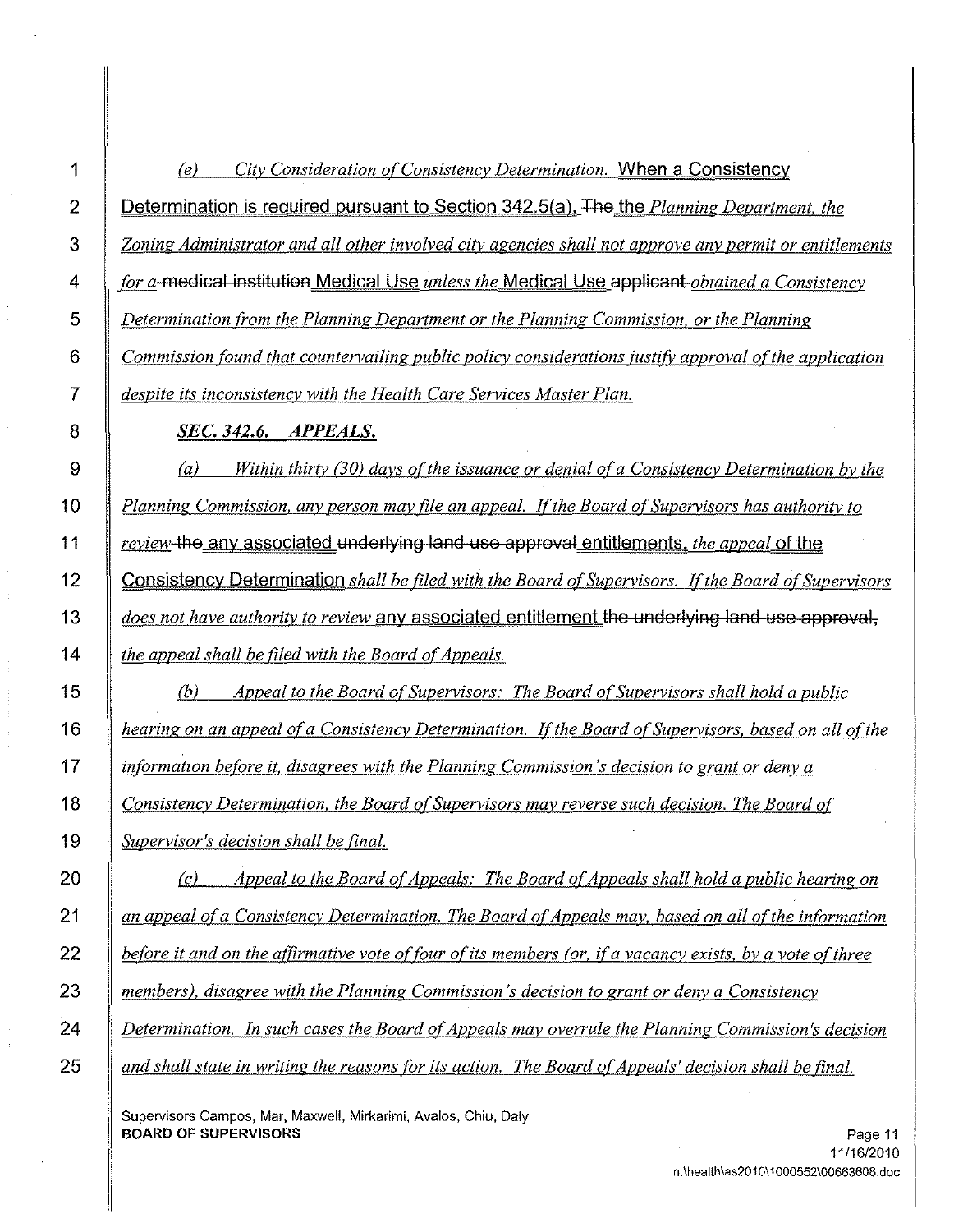*(e) City Consideration of Consistency Determination.* When a Consistency Determination is required pursuant to Section 342.5(a), ~~The~~ the *Planning Department, the Zoning Administrator and all other involved city agencies shall not approve any permit or entitlements for a* ~~medical institution~~ Medical Use *unless the* Medical Use ~~applicant~~ *obtained a Consistency Determination from the Planning Department or the Planning Commission, or the Planning Commission found that countervailing public policy considerations justify approval of the application despite its inconsistency with the Health Care Services Master Plan.*

***SEC. 342.6. APPEALS.***

*(a) Within thirty (30) days of the issuance or denial of a Consistency Determination by the Planning Commission, any person may file an appeal. If the Board of Supervisors has authority to review* ~~the~~ any associated ~~underlying land use approval~~ entitlements, *the appeal* of the Consistency Determination *shall be filed with the Board of Supervisors. If the Board of Supervisors does not have authority to review* any associated entitlement ~~the underlying land use approval,~~ *the appeal shall be filed with the Board of Appeals.*

*(b) Appeal to the Board of Supervisors: The Board of Supervisors shall hold a public hearing on an appeal of a Consistency Determination. If the Board of Supervisors, based on all of the information before it, disagrees with the Planning Commission's decision to grant or deny a Consistency Determination, the Board of Supervisors may reverse such decision. The Board of Supervisor's decision shall be final.*

*(c) Appeal to the Board of Appeals: The Board of Appeals shall hold a public hearing on an appeal of a Consistency Determination. The Board of Appeals may, based on all of the information before it and on the affirmative vote of four of its members (or, if a vacancy exists, by a vote of three members), disagree with the Planning Commission's decision to grant or deny a Consistency Determination. In such cases the Board of Appeals may overrule the Planning Commission's decision and shall state in writing the reasons for its action. The Board of Appeals' decision shall be final.*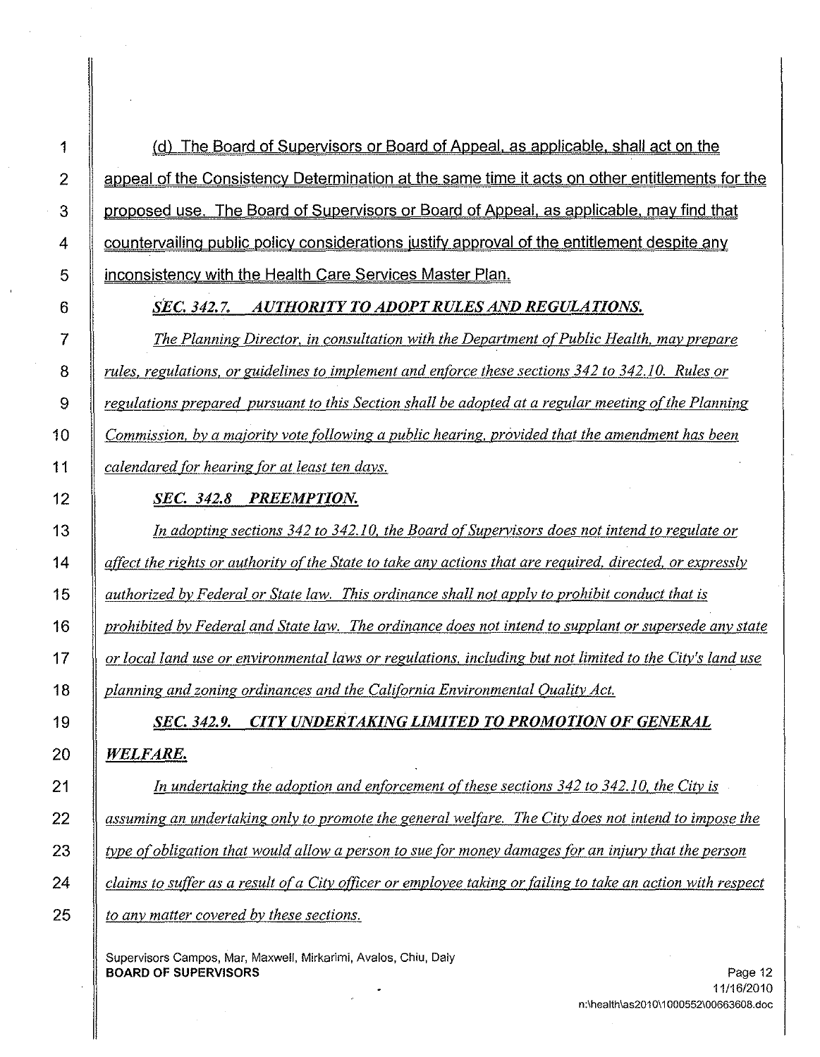(d) The Board of Supervisors or Board of Appeal, as applicable, shall act on the appeal of the Consistency Determination at the same time it acts on other entitlements for the proposed use. The Board of Supervisors or Board of Appeal, as applicable, may find that countervailing public policy considerations justify approval of the entitlement despite any inconsistency with the Health Care Services Master Plan.

***SEC. 342.7. AUTHORITY TO ADOPT RULES AND REGULATIONS.***

*The Planning Director, in consultation with the Department of Public Health, may prepare rules, regulations, or guidelines to implement and enforce these sections 342 to 342.10. Rules or regulations prepared pursuant to this Section shall be adopted at a regular meeting of the Planning Commission, by a majority vote following a public hearing, provided that the amendment has been calendared for hearing for at least ten days.*

***SEC. 342.8 PREEMPTION.***

*In adopting sections 342 to 342.10, the Board of Supervisors does not intend to regulate or affect the rights or authority of the State to take any actions that are required, directed, or expressly authorized by Federal or State law. This ordinance shall not apply to prohibit conduct that is prohibited by Federal and State law. The ordinance does not intend to supplant or supersede any state or local land use or environmental laws or regulations, including but not limited to the City's land use planning and zoning ordinances and the California Environmental Quality Act.*

***SEC. 342.9. CITY UNDERTAKING LIMITED TO PROMOTION OF GENERAL WELFARE.***

*In undertaking the adoption and enforcement of these sections 342 to 342.10, the City is assuming an undertaking only to promote the general welfare. The City does not intend to impose the type of obligation that would allow a person to sue for money damages for an injury that the person claims to suffer as a result of a City officer or employee taking or failing to take an action with respect to any matter covered by these sections.*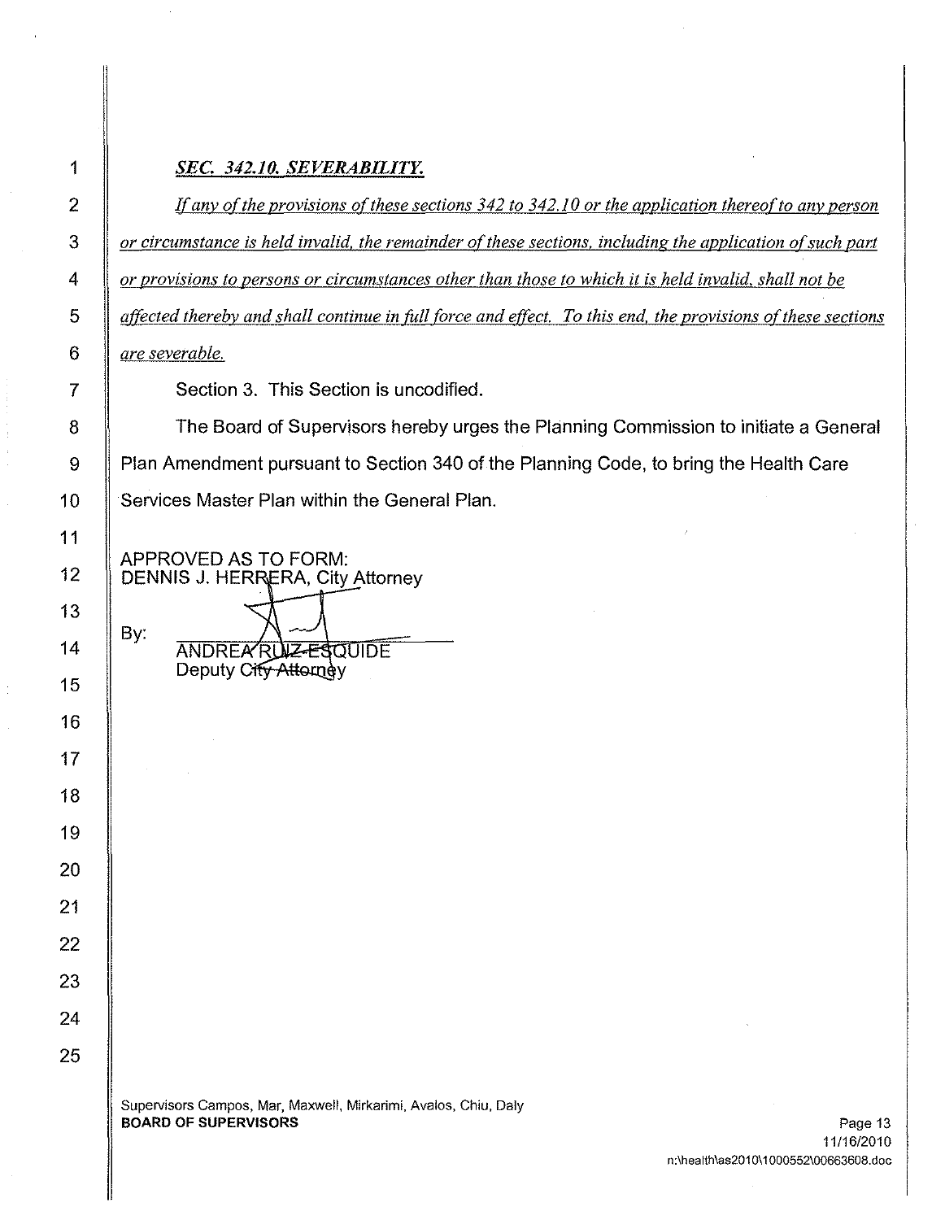***SEC. 342.10. SEVERABILITY.***

*If any of the provisions of these sections 342 to 342.10 or the application thereof to any person or circumstance is held invalid, the remainder of these sections, including the application of such part or provisions to persons or circumstances other than those to which it is held invalid, shall not be affected thereby and shall continue in full force and effect. To this end, the provisions of these sections are severable.*

Section 3. This Section is uncodified.

The Board of Supervisors hereby urges the Planning Commission to initiate a General Plan Amendment pursuant to Section 340 of the Planning Code, to bring the Health Care Services Master Plan within the General Plan.

APPROVED AS TO FORM:
DENNIS J. HERRERA, City Attorney

By: \_\_\_\_\_\_\_\_\_\_\_\_\_\_\_\_\_\_\_\_\_\_\_\_\_\_\_\_\_\_
ANDREA RUIZ-ESQUIDE
Deputy City Attorney

Supervisors Campos, Mar, Maxwell, Mirkarimi, Avalos, Chiu, Daly
**BOARD OF SUPERVISORS**

11/16/2010
n:\health\as2010\1000552\00663608.doc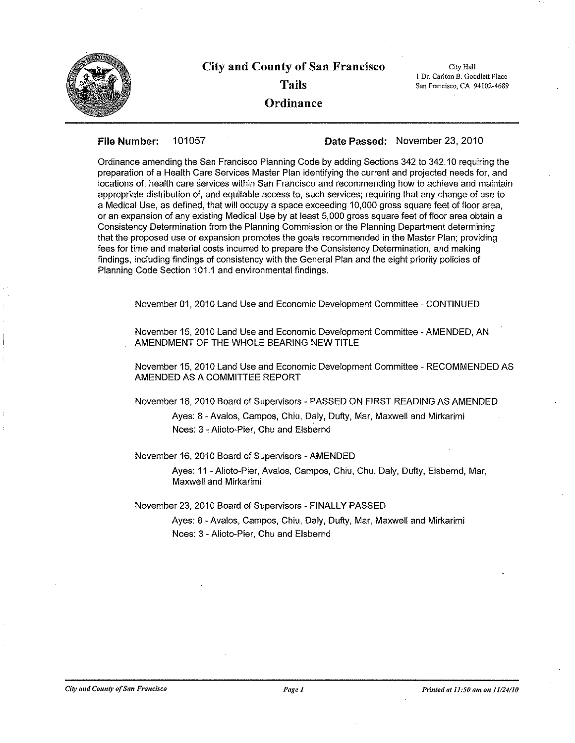# City and County of San Francisco

## Tails

## Ordinance

City Hall
1 Dr. Carlton B. Goodlett Place
San Francisco, CA 94102-4689

**File Number:** 101057 **Date Passed:** November 23, 2010

Ordinance amending the San Francisco Planning Code by adding Sections 342 to 342.10 requiring the preparation of a Health Care Services Master Plan identifying the current and projected needs for, and locations of, health care services within San Francisco and recommending how to achieve and maintain appropriate distribution of, and equitable access to, such services; requiring that any change of use to a Medical Use, as defined, that will occupy a space exceeding 10,000 gross square feet of floor area, or an expansion of any existing Medical Use by at least 5,000 gross square feet of floor area obtain a Consistency Determination from the Planning Commission or the Planning Department determining that the proposed use or expansion promotes the goals recommended in the Master Plan; providing fees for time and material costs incurred to prepare the Consistency Determination, and making findings, including findings of consistency with the General Plan and the eight priority policies of Planning Code Section 101.1 and environmental findings.

November 01, 2010 Land Use and Economic Development Committee - CONTINUED

November 15, 2010 Land Use and Economic Development Committee - AMENDED, AN AMENDMENT OF THE WHOLE BEARING NEW TITLE

November 15, 2010 Land Use and Economic Development Committee - RECOMMENDED AS AMENDED AS A COMMITTEE REPORT

November 16, 2010 Board of Supervisors - PASSED ON FIRST READING AS AMENDED

Ayes: 8 - Avalos, Campos, Chiu, Daly, Dufty, Mar, Maxwell and Mirkarimi
Noes: 3 - Alioto-Pier, Chu and Elsbernd

November 16, 2010 Board of Supervisors - AMENDED

Ayes: 11 - Alioto-Pier, Avalos, Campos, Chiu, Chu, Daly, Dufty, Elsbernd, Mar, Maxwell and Mirkarimi

November 23, 2010 Board of Supervisors - FINALLY PASSED

Ayes: 8 - Avalos, Campos, Chiu, Daly, Dufty, Mar, Maxwell and Mirkarimi
Noes: 3 - Alioto-Pier, Chu and Elsbernd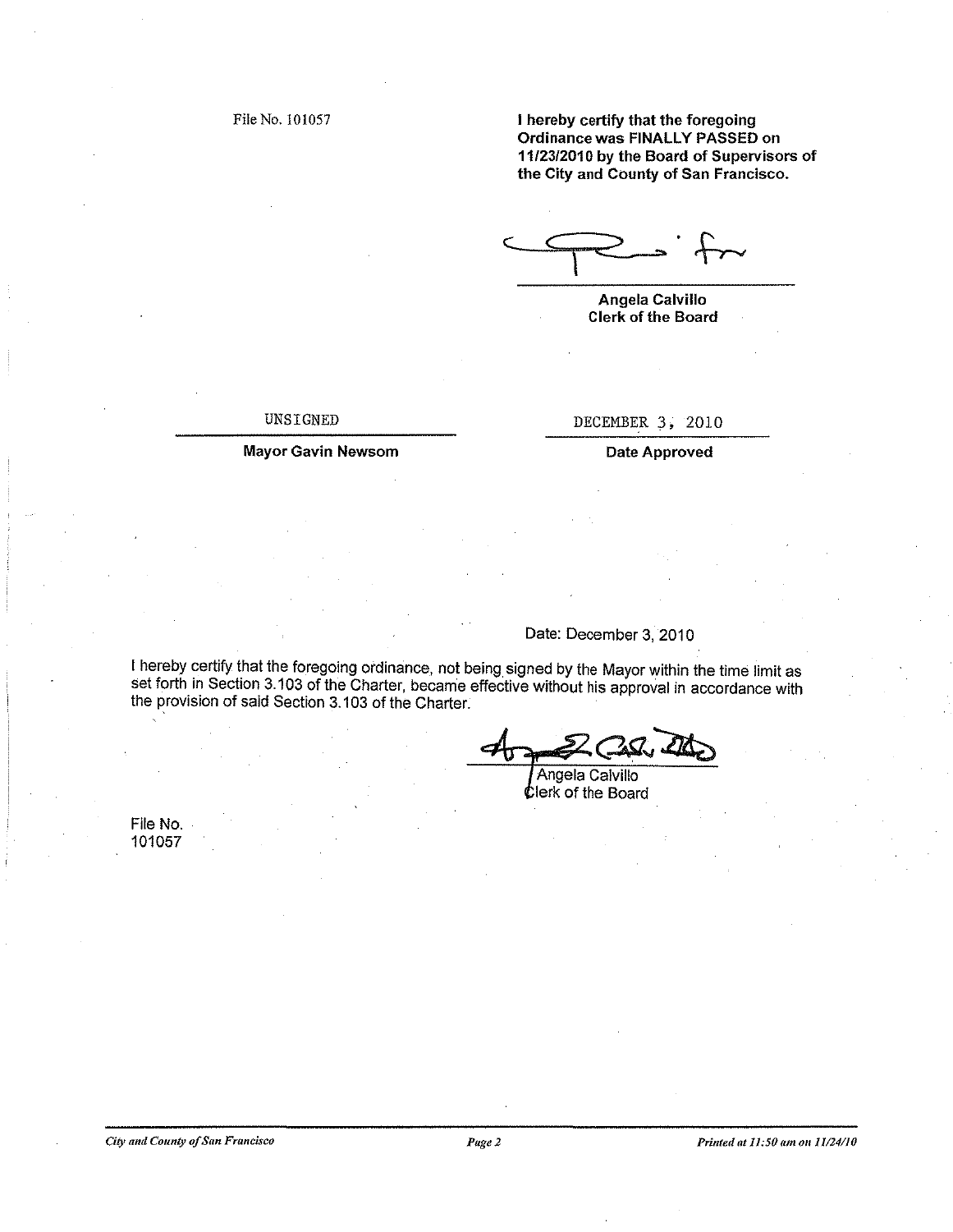File No. 101057

**I hereby certify that the foregoing Ordinance was FINALLY PASSED on 11/23/2010 by the Board of Supervisors of the City and County of San Francisco.**

**Angela Calvillo**
**Clerk of the Board**

UNSIGNED

**Mayor Gavin Newsom**

DECEMBER 3, 2010

**Date Approved**

Date: December 3, 2010

I hereby certify that the foregoing ordinance, not being signed by the Mayor within the time limit as set forth in Section 3.103 of the Charter, became effective without his approval in accordance with the provision of said Section 3.103 of the Charter.

Angela Calvillo
Clerk of the Board

File No.
101057